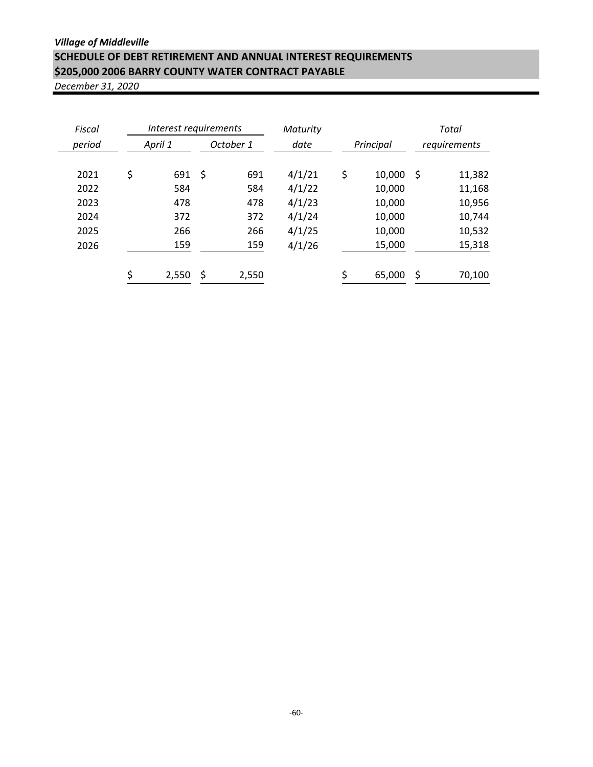*Village of Middleville*

## SCHEDULE OF DEBT RETIREMENT AND ANNUAL INTEREST REQUIREMENTS
## $205,000 2006 BARRY COUNTY WATER CONTRACT PAYABLE

*December 31, 2020*

| *Fiscal period* | *Interest requirements* | | *Maturity date* | *Principal* | *Total requirements* |
|---|---|---|---|---|---|
| | *April 1* | *October 1* | | | |
| 2021 | $ 691 | $ 691 | 4/1/21 | $ 10,000 | $ 11,382 |
| 2022 | 584 | 584 | 4/1/22 | 10,000 | 11,168 |
| 2023 | 478 | 478 | 4/1/23 | 10,000 | 10,956 |
| 2024 | 372 | 372 | 4/1/24 | 10,000 | 10,744 |
| 2025 | 266 | 266 | 4/1/25 | 10,000 | 10,532 |
| 2026 | 159 | 159 | 4/1/26 | 15,000 | 15,318 |
| | $ 2,550 | $ 2,550 | | $ 65,000 | $ 70,100 |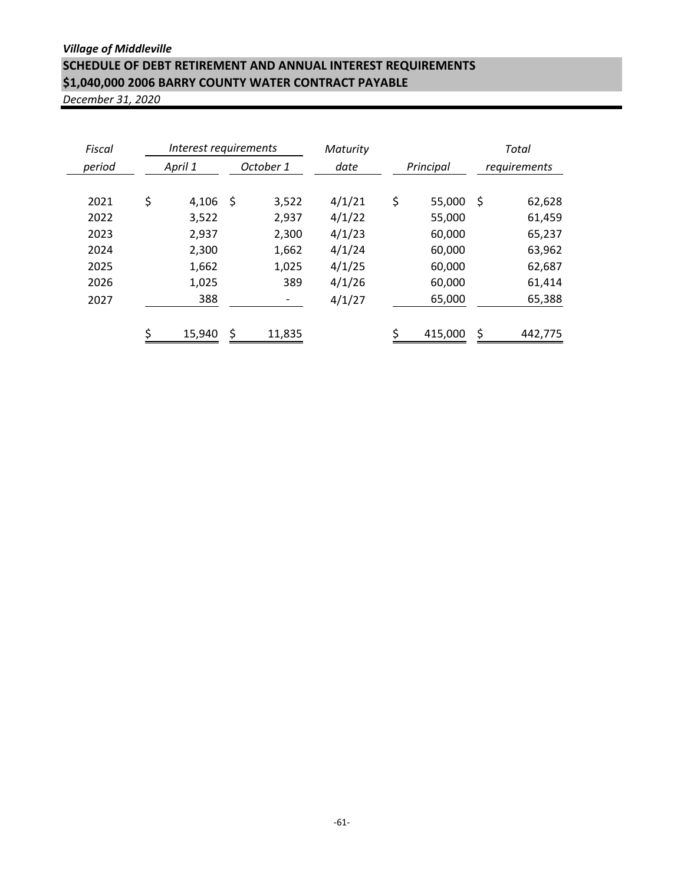*Village of Middleville*

## SCHEDULE OF DEBT RETIREMENT AND ANNUAL INTEREST REQUIREMENTS
## $1,040,000 2006 BARRY COUNTY WATER CONTRACT PAYABLE

*December 31, 2020*

| *Fiscal period* | *Interest requirements* | | *Maturity date* | *Principal* | *Total requirements* |
|---|---|---|---|---|---|
| | *April 1* | *October 1* | | | |
| 2021 | $ 4,106 | $ 3,522 | 4/1/21 | $ 55,000 | $ 62,628 |
| 2022 | 3,522 | 2,937 | 4/1/22 | 55,000 | 61,459 |
| 2023 | 2,937 | 2,300 | 4/1/23 | 60,000 | 65,237 |
| 2024 | 2,300 | 1,662 | 4/1/24 | 60,000 | 63,962 |
| 2025 | 1,662 | 1,025 | 4/1/25 | 60,000 | 62,687 |
| 2026 | 1,025 | 389 | 4/1/26 | 60,000 | 61,414 |
| 2027 | 388 | - | 4/1/27 | 65,000 | 65,388 |
| | $ 15,940 | $ 11,835 | | $ 415,000 | $ 442,775 |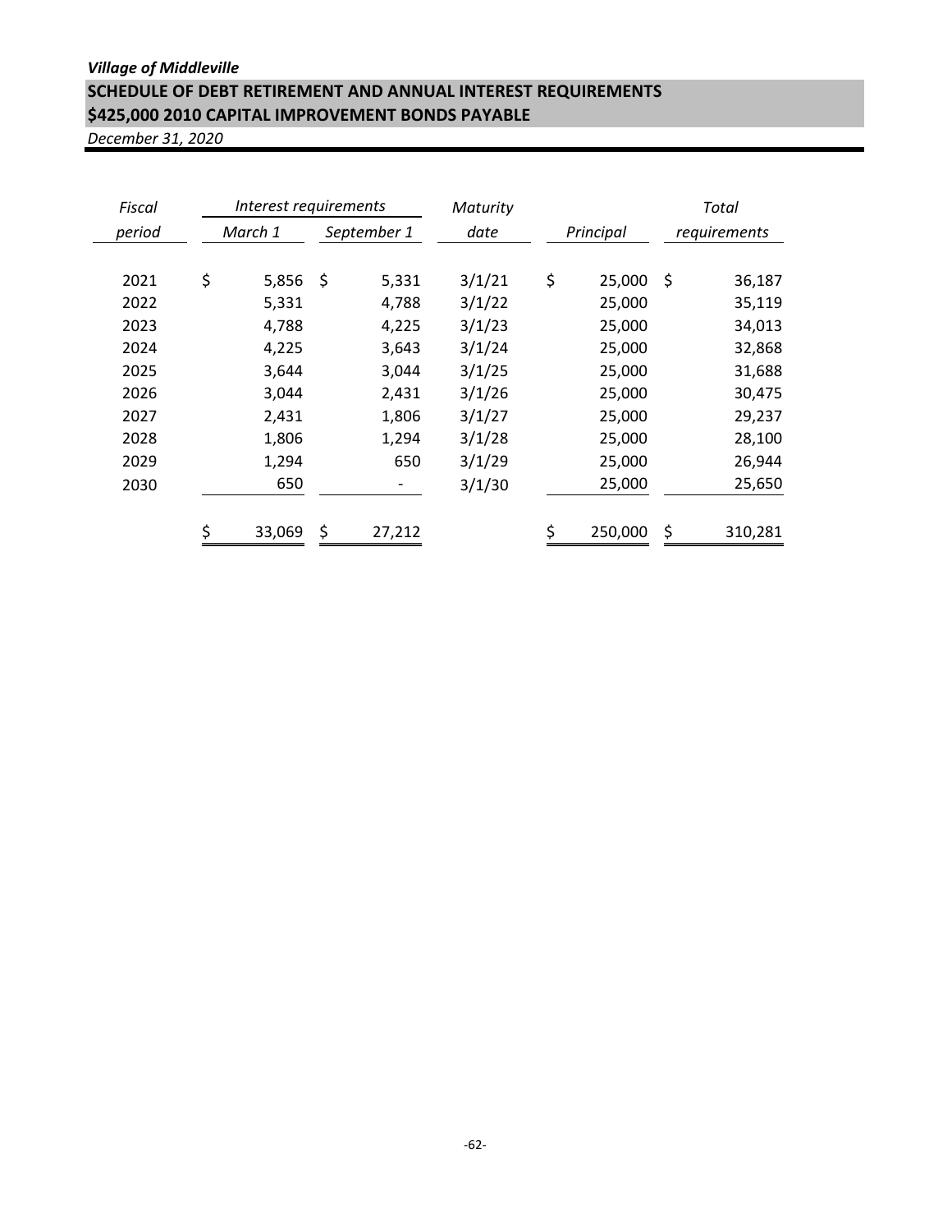*Village of Middleville*

**SCHEDULE OF DEBT RETIREMENT AND ANNUAL INTEREST REQUIREMENTS**
**$425,000 2010 CAPITAL IMPROVEMENT BONDS PAYABLE**

*December 31, 2020*

| Fiscal period | Interest requirements March 1 | Interest requirements September 1 | Maturity date | Principal | Total requirements |
|---|---|---|---|---|---|
| 2021 | $ 5,856 | $ 5,331 | 3/1/21 | $ 25,000 | $ 36,187 |
| 2022 | 5,331 | 4,788 | 3/1/22 | 25,000 | 35,119 |
| 2023 | 4,788 | 4,225 | 3/1/23 | 25,000 | 34,013 |
| 2024 | 4,225 | 3,643 | 3/1/24 | 25,000 | 32,868 |
| 2025 | 3,644 | 3,044 | 3/1/25 | 25,000 | 31,688 |
| 2026 | 3,044 | 2,431 | 3/1/26 | 25,000 | 30,475 |
| 2027 | 2,431 | 1,806 | 3/1/27 | 25,000 | 29,237 |
| 2028 | 1,806 | 1,294 | 3/1/28 | 25,000 | 28,100 |
| 2029 | 1,294 | 650 | 3/1/29 | 25,000 | 26,944 |
| 2030 | 650 | - | 3/1/30 | 25,000 | 25,650 |
| | $ 33,069 | $ 27,212 | | $ 250,000 | $ 310,281 |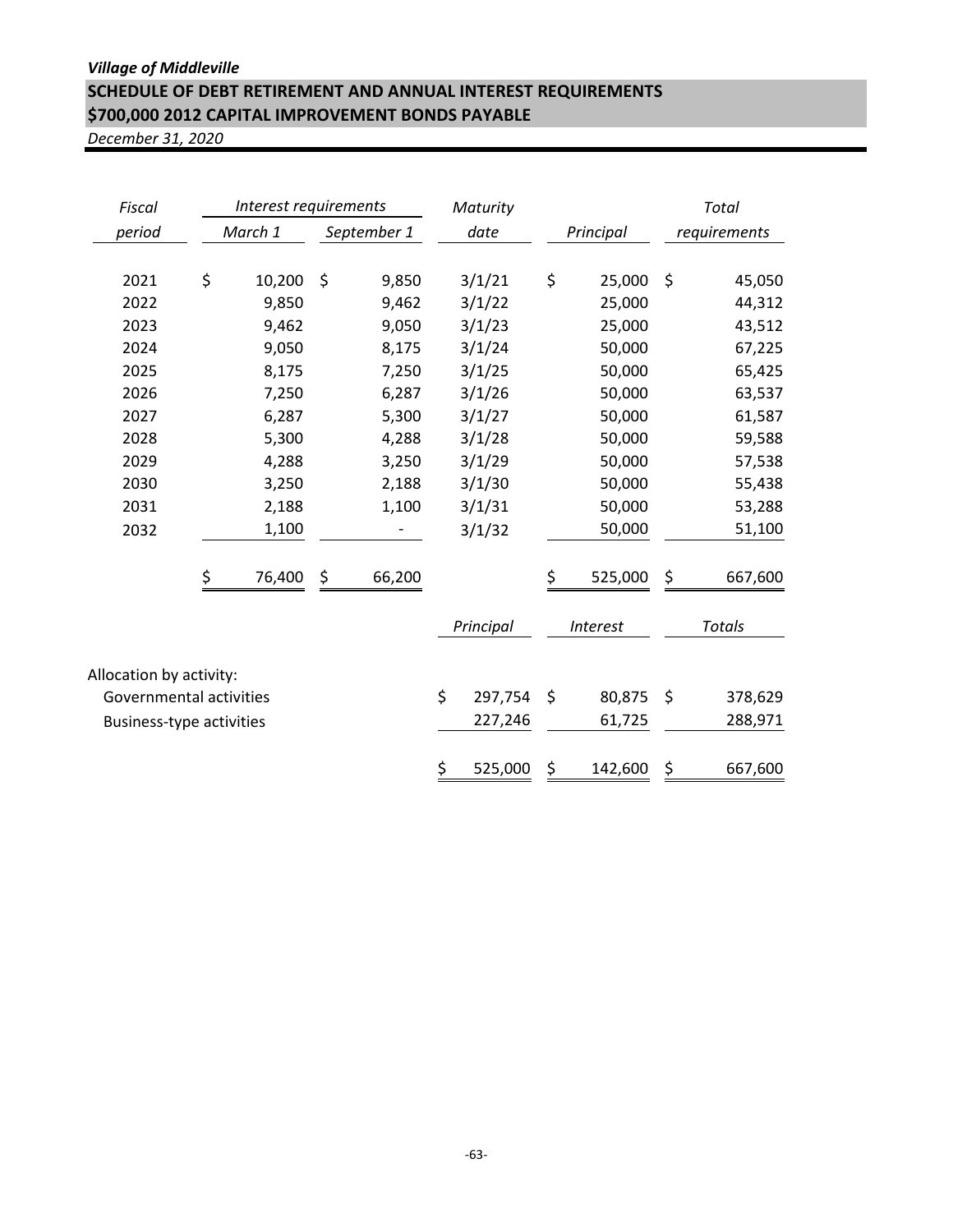*Village of Middleville*

## SCHEDULE OF DEBT RETIREMENT AND ANNUAL INTEREST REQUIREMENTS
## $700,000 2012 CAPITAL IMPROVEMENT BONDS PAYABLE

*December 31, 2020*

| *Fiscal period* | *Interest requirements* | | *Maturity date* | *Principal* | *Total requirements* |
|---|---|---|---|---|---|
| | *March 1* | *September 1* | | | |
| 2021 | $ 10,200 | $ 9,850 | 3/1/21 | $ 25,000 | $ 45,050 |
| 2022 | 9,850 | 9,462 | 3/1/22 | 25,000 | 44,312 |
| 2023 | 9,462 | 9,050 | 3/1/23 | 25,000 | 43,512 |
| 2024 | 9,050 | 8,175 | 3/1/24 | 50,000 | 67,225 |
| 2025 | 8,175 | 7,250 | 3/1/25 | 50,000 | 65,425 |
| 2026 | 7,250 | 6,287 | 3/1/26 | 50,000 | 63,537 |
| 2027 | 6,287 | 5,300 | 3/1/27 | 50,000 | 61,587 |
| 2028 | 5,300 | 4,288 | 3/1/28 | 50,000 | 59,588 |
| 2029 | 4,288 | 3,250 | 3/1/29 | 50,000 | 57,538 |
| 2030 | 3,250 | 2,188 | 3/1/30 | 50,000 | 55,438 |
| 2031 | 2,188 | 1,100 | 3/1/31 | 50,000 | 53,288 |
| 2032 | 1,100 | - | 3/1/32 | 50,000 | 51,100 |
| | $ 76,400 | $ 66,200 | | $ 525,000 | $ 667,600 |

| | *Principal* | *Interest* | *Totals* |
|---|---|---|---|
| Allocation by activity: | | | |
| Governmental activities | $ 297,754 | $ 80,875 | $ 378,629 |
| Business-type activities | 227,246 | 61,725 | 288,971 |
| | $ 525,000 | $ 142,600 | $ 667,600 |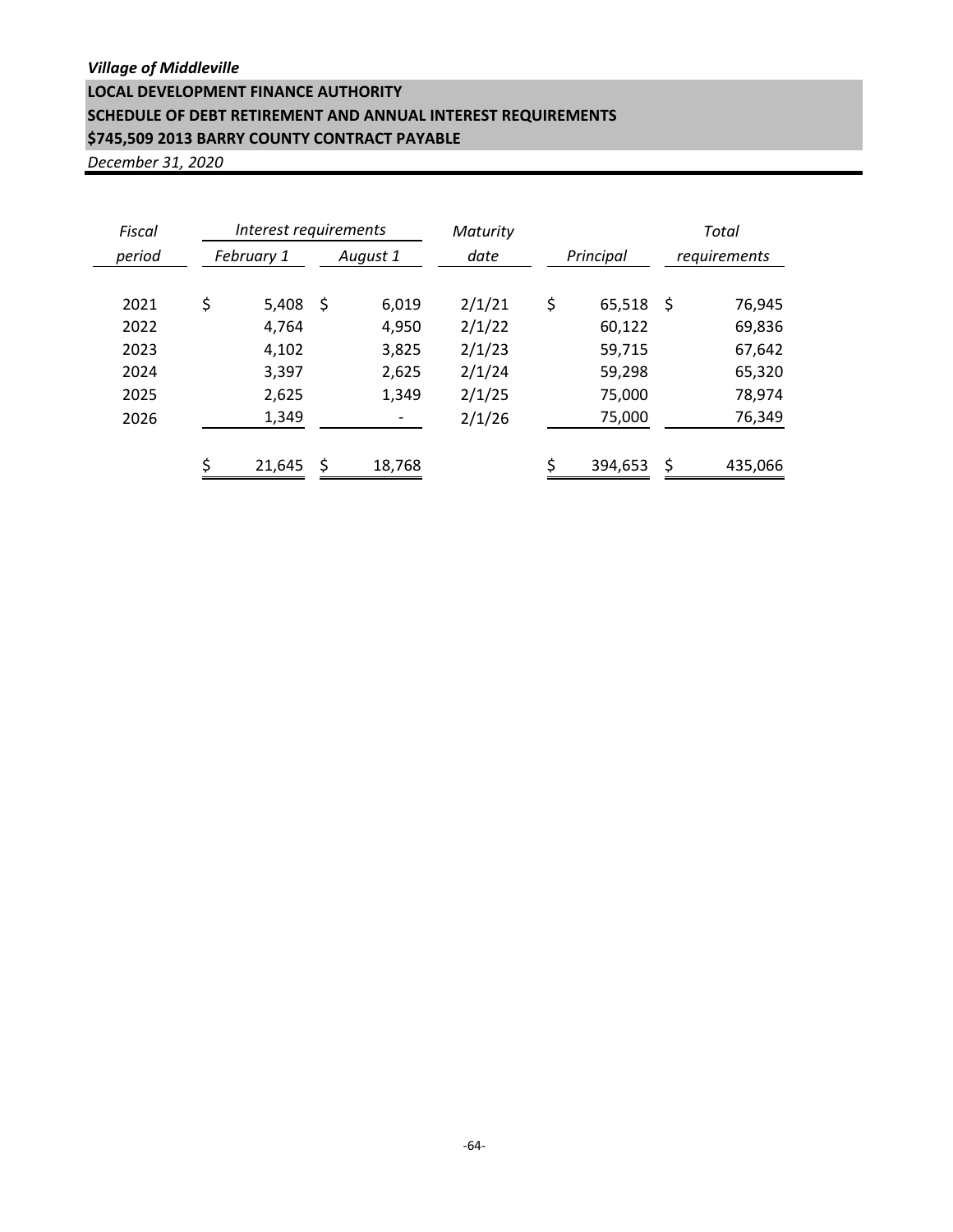*Village of Middleville*

**LOCAL DEVELOPMENT FINANCE AUTHORITY**

**SCHEDULE OF DEBT RETIREMENT AND ANNUAL INTEREST REQUIREMENTS**

**$745,509 2013 BARRY COUNTY CONTRACT PAYABLE**

*December 31, 2020*

| *Fiscal* | *Interest requirements* | | *Maturity* | | *Total* |
|---|---|---|---|---|---|
| *period* | *February 1* | *August 1* | *date* | *Principal* | *requirements* |
| 2021 | $ 5,408 | $ 6,019 | 2/1/21 | $ 65,518 | $ 76,945 |
| 2022 | 4,764 | 4,950 | 2/1/22 | 60,122 | 69,836 |
| 2023 | 4,102 | 3,825 | 2/1/23 | 59,715 | 67,642 |
| 2024 | 3,397 | 2,625 | 2/1/24 | 59,298 | 65,320 |
| 2025 | 2,625 | 1,349 | 2/1/25 | 75,000 | 78,974 |
| 2026 | 1,349 | - | 2/1/26 | 75,000 | 76,349 |
| | $ 21,645 | $ 18,768 | | $ 394,653 | $ 435,066 |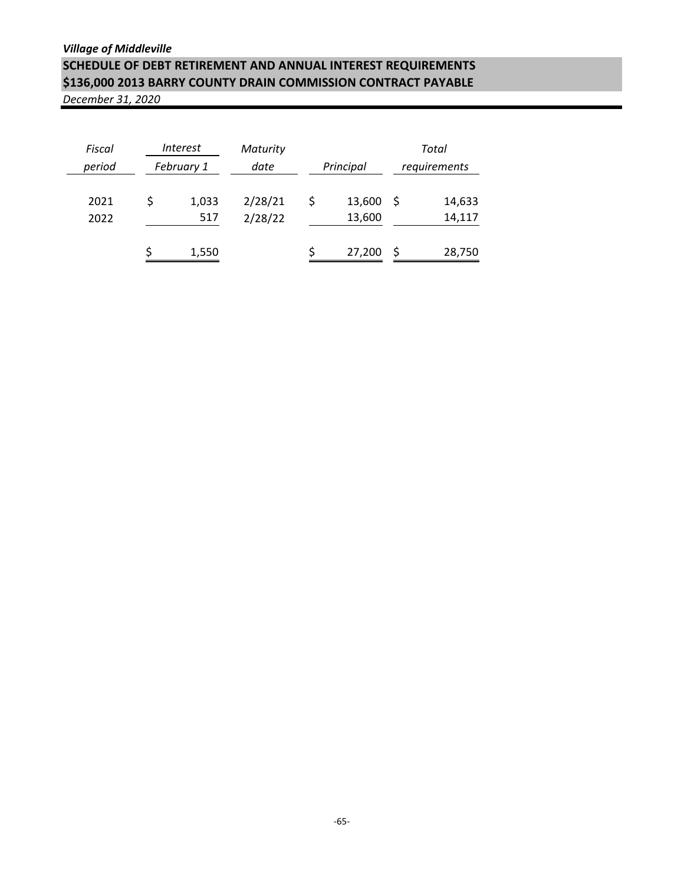*Village of Middleville*

## SCHEDULE OF DEBT RETIREMENT AND ANNUAL INTEREST REQUIREMENTS
## $136,000 2013 BARRY COUNTY DRAIN COMMISSION CONTRACT PAYABLE

*December 31, 2020*

| *Fiscal period* | *Interest February 1* | *Maturity date* | *Principal* | *Total requirements* |
|---|---|---|---|---|
| 2021 | $ 1,033 | 2/28/21 | $ 13,600 | $ 14,633 |
| 2022 | 517 | 2/28/22 | 13,600 | 14,117 |
| | $ 1,550 | | $ 27,200 | $ 28,750 |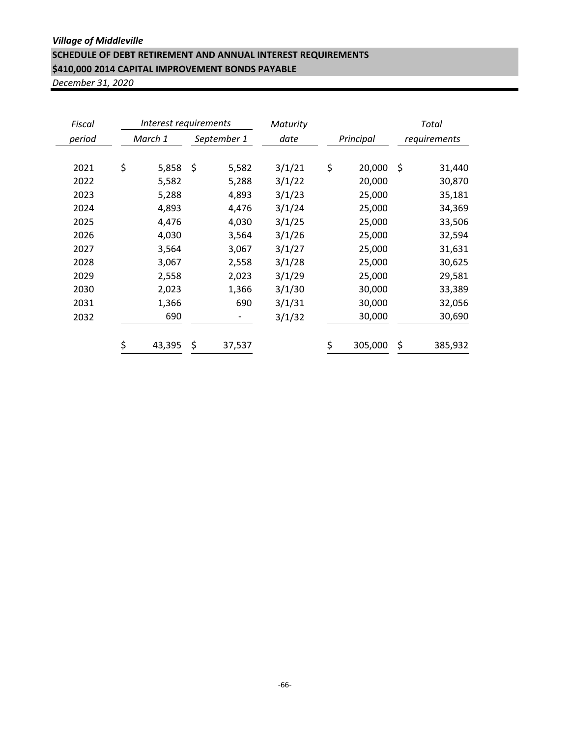*Village of Middleville*

**SCHEDULE OF DEBT RETIREMENT AND ANNUAL INTEREST REQUIREMENTS**

**$410,000 2014 CAPITAL IMPROVEMENT BONDS PAYABLE**

*December 31, 2020*

| *Fiscal* | *Interest requirements* | | *Maturity* | | *Total* |
|---|---|---|---|---|---|
| *period* | *March 1* | *September 1* | *date* | *Principal* | *requirements* |
| 2021 | $ 5,858 | $ 5,582 | 3/1/21 | $ 20,000 | $ 31,440 |
| 2022 | 5,582 | 5,288 | 3/1/22 | 20,000 | 30,870 |
| 2023 | 5,288 | 4,893 | 3/1/23 | 25,000 | 35,181 |
| 2024 | 4,893 | 4,476 | 3/1/24 | 25,000 | 34,369 |
| 2025 | 4,476 | 4,030 | 3/1/25 | 25,000 | 33,506 |
| 2026 | 4,030 | 3,564 | 3/1/26 | 25,000 | 32,594 |
| 2027 | 3,564 | 3,067 | 3/1/27 | 25,000 | 31,631 |
| 2028 | 3,067 | 2,558 | 3/1/28 | 25,000 | 30,625 |
| 2029 | 2,558 | 2,023 | 3/1/29 | 25,000 | 29,581 |
| 2030 | 2,023 | 1,366 | 3/1/30 | 30,000 | 33,389 |
| 2031 | 1,366 | 690 | 3/1/31 | 30,000 | 32,056 |
| 2032 | 690 | - | 3/1/32 | 30,000 | 30,690 |
| | $ 43,395 | $ 37,537 | | $ 305,000 | $ 385,932 |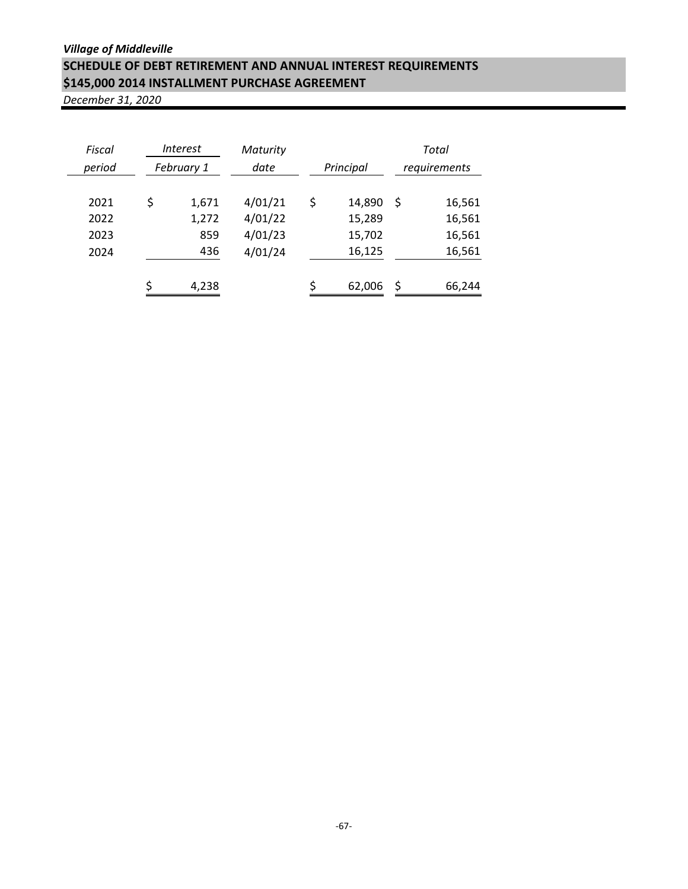*Village of Middleville*

## SCHEDULE OF DEBT RETIREMENT AND ANNUAL INTEREST REQUIREMENTS
## $145,000 2014 INSTALLMENT PURCHASE AGREEMENT

*December 31, 2020*

| *Fiscal period* | *Interest February 1* | *Maturity date* | *Principal* | *Total requirements* |
|---|---|---|---|---|
| 2021 | $ 1,671 | 4/01/21 | $ 14,890 | $ 16,561 |
| 2022 | 1,272 | 4/01/22 | 15,289 | 16,561 |
| 2023 | 859 | 4/01/23 | 15,702 | 16,561 |
| 2024 | 436 | 4/01/24 | 16,125 | 16,561 |
| | $ 4,238 | | $ 62,006 | $ 66,244 |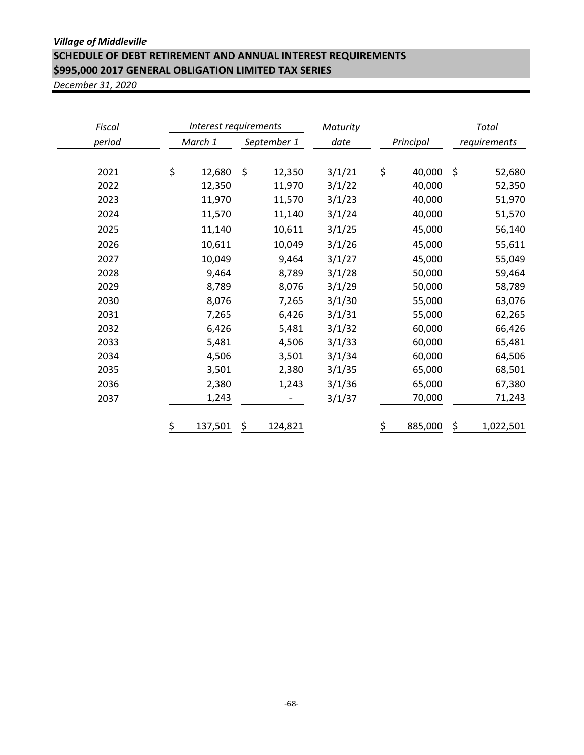*Village of Middleville*

## SCHEDULE OF DEBT RETIREMENT AND ANNUAL INTEREST REQUIREMENTS
## $995,000 2017 GENERAL OBLIGATION LIMITED TAX SERIES

*December 31, 2020*

| *Fiscal period* | *Interest requirements* | | *Maturity date* | *Principal* | *Total requirements* |
|---|---|---|---|---|---|
| | *March 1* | *September 1* | | | |
| 2021 | $ 12,680 | $ 12,350 | 3/1/21 | $ 40,000 | $ 52,680 |
| 2022 | 12,350 | 11,970 | 3/1/22 | 40,000 | 52,350 |
| 2023 | 11,970 | 11,570 | 3/1/23 | 40,000 | 51,970 |
| 2024 | 11,570 | 11,140 | 3/1/24 | 40,000 | 51,570 |
| 2025 | 11,140 | 10,611 | 3/1/25 | 45,000 | 56,140 |
| 2026 | 10,611 | 10,049 | 3/1/26 | 45,000 | 55,611 |
| 2027 | 10,049 | 9,464 | 3/1/27 | 45,000 | 55,049 |
| 2028 | 9,464 | 8,789 | 3/1/28 | 50,000 | 59,464 |
| 2029 | 8,789 | 8,076 | 3/1/29 | 50,000 | 58,789 |
| 2030 | 8,076 | 7,265 | 3/1/30 | 55,000 | 63,076 |
| 2031 | 7,265 | 6,426 | 3/1/31 | 55,000 | 62,265 |
| 2032 | 6,426 | 5,481 | 3/1/32 | 60,000 | 66,426 |
| 2033 | 5,481 | 4,506 | 3/1/33 | 60,000 | 65,481 |
| 2034 | 4,506 | 3,501 | 3/1/34 | 60,000 | 64,506 |
| 2035 | 3,501 | 2,380 | 3/1/35 | 65,000 | 68,501 |
| 2036 | 2,380 | 1,243 | 3/1/36 | 65,000 | 67,380 |
| 2037 | 1,243 | - | 3/1/37 | 70,000 | 71,243 |
| | $ 137,501 | $ 124,821 | | $ 885,000 | $ 1,022,501 |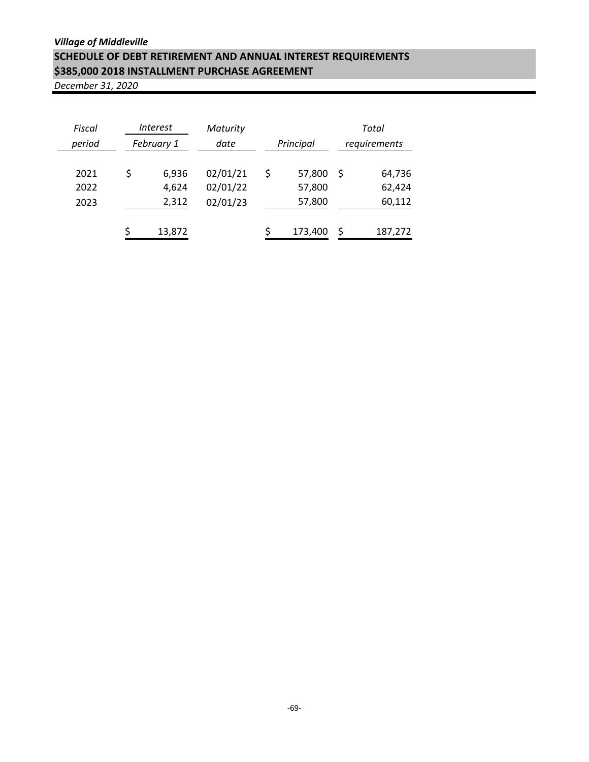*Village of Middleville*

## SCHEDULE OF DEBT RETIREMENT AND ANNUAL INTEREST REQUIREMENTS
## $385,000 2018 INSTALLMENT PURCHASE AGREEMENT

*December 31, 2020*

| *Fiscal period* | *Interest February 1* | *Maturity date* | *Principal* | *Total requirements* |
|---|---|---|---|---|
| 2021 | $ 6,936 | 02/01/21 | $ 57,800 | $ 64,736 |
| 2022 | 4,624 | 02/01/22 | 57,800 | 62,424 |
| 2023 | 2,312 | 02/01/23 | 57,800 | 60,112 |
| | $ 13,872 | | $ 173,400 | $ 187,272 |